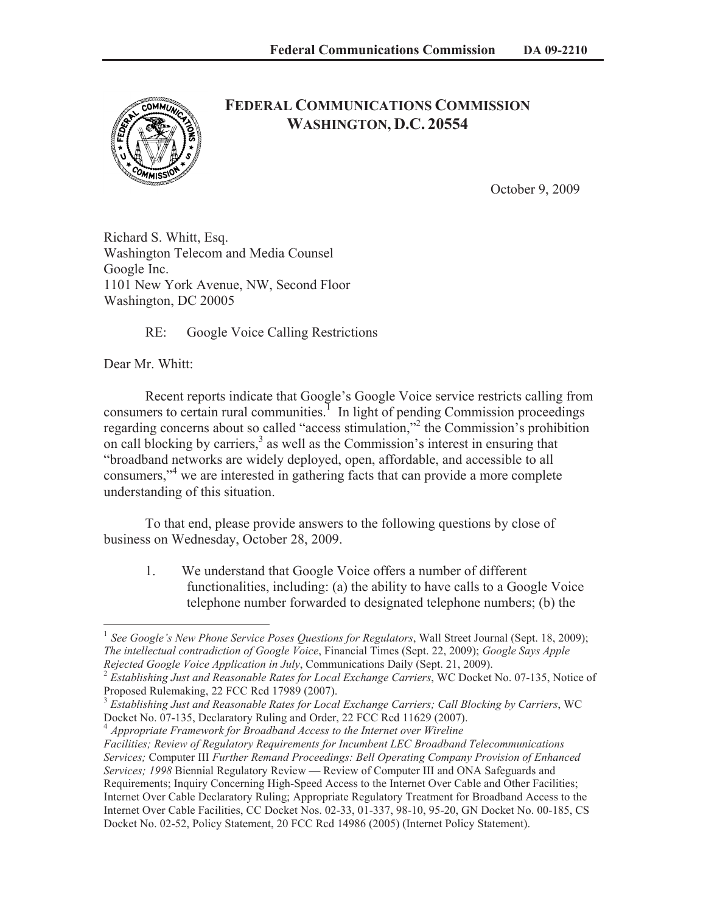# FEDERAL COMMUNICATIONS COMMISSION
## WASHINGTON, D.C. 20554

October 9, 2009

Richard S. Whitt, Esq.
Washington Telecom and Media Counsel
Google Inc.
1101 New York Avenue, NW, Second Floor
Washington, DC 20005

RE: Google Voice Calling Restrictions

Dear Mr. Whitt:

Recent reports indicate that Google's Google Voice service restricts calling from consumers to certain rural communities.[1] In light of pending Commission proceedings regarding concerns about so called "access stimulation,"[2] the Commission's prohibition on call blocking by carriers,[3] as well as the Commission's interest in ensuring that "broadband networks are widely deployed, open, affordable, and accessible to all consumers,"[4] we are interested in gathering facts that can provide a more complete understanding of this situation.

To that end, please provide answers to the following questions by close of business on Wednesday, October 28, 2009.

1. We understand that Google Voice offers a number of different functionalities, including: (a) the ability to have calls to a Google Voice telephone number forwarded to designated telephone numbers; (b) the

---

[1] *See Google's New Phone Service Poses Questions for Regulators*, Wall Street Journal (Sept. 18, 2009); *The intellectual contradiction of Google Voice*, Financial Times (Sept. 22, 2009); *Google Says Apple Rejected Google Voice Application in July*, Communications Daily (Sept. 21, 2009).

[2] *Establishing Just and Reasonable Rates for Local Exchange Carriers*, WC Docket No. 07-135, Notice of Proposed Rulemaking, 22 FCC Rcd 17989 (2007).

[3] *Establishing Just and Reasonable Rates for Local Exchange Carriers; Call Blocking by Carriers*, WC Docket No. 07-135, Declaratory Ruling and Order, 22 FCC Rcd 11629 (2007).

[4] *Appropriate Framework for Broadband Access to the Internet over Wireline Facilities; Review of Regulatory Requirements for Incumbent LEC Broadband Telecommunications Services;* Computer III *Further Remand Proceedings: Bell Operating Company Provision of Enhanced Services; 1998* Biennial Regulatory Review — Review of Computer III and ONA Safeguards and Requirements; Inquiry Concerning High-Speed Access to the Internet Over Cable and Other Facilities; Internet Over Cable Declaratory Ruling; Appropriate Regulatory Treatment for Broadband Access to the Internet Over Cable Facilities, CC Docket Nos. 02-33, 01-337, 98-10, 95-20, GN Docket No. 00-185, CS Docket No. 02-52, Policy Statement, 20 FCC Rcd 14986 (2005) (Internet Policy Statement).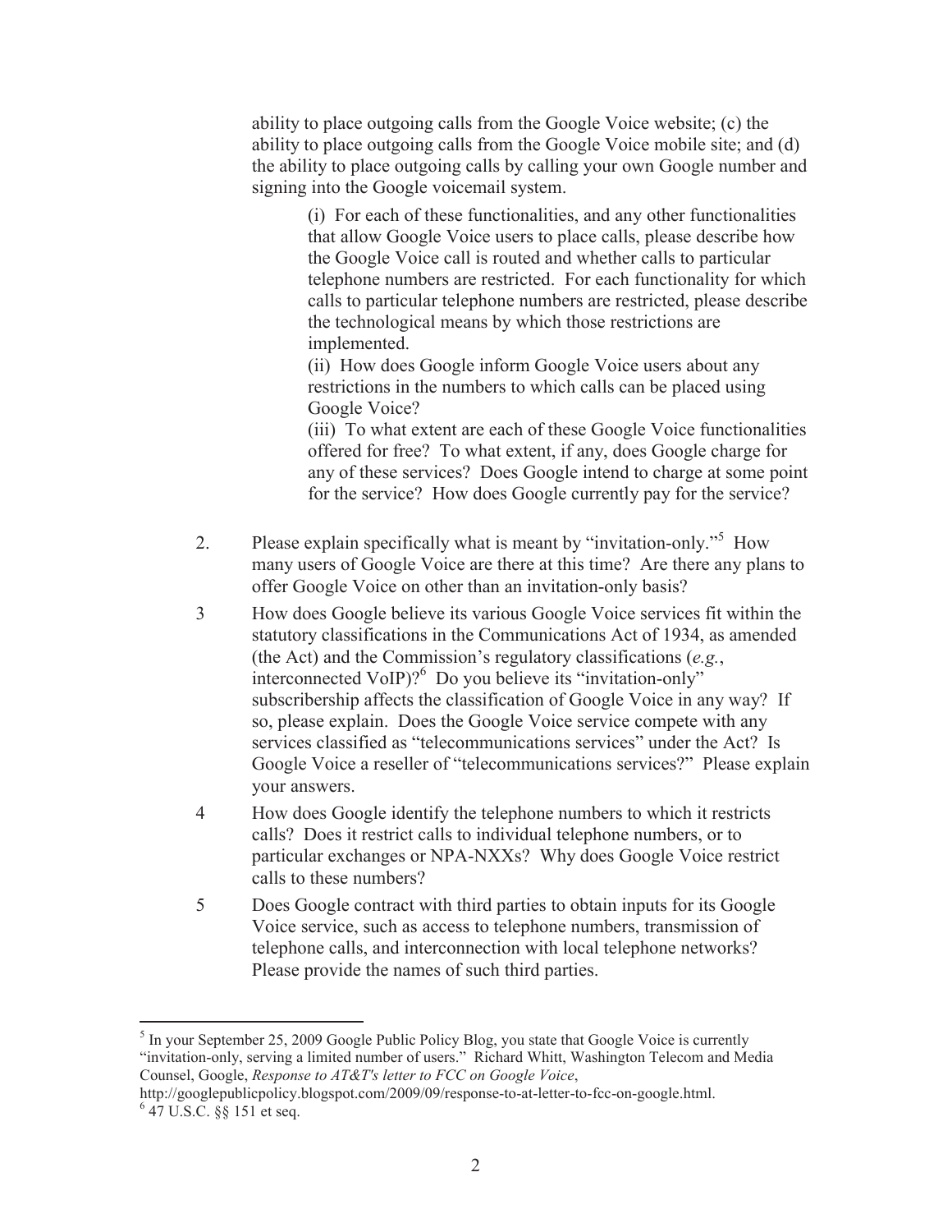ability to place outgoing calls from the Google Voice website; (c) the ability to place outgoing calls from the Google Voice mobile site; and (d) the ability to place outgoing calls by calling your own Google number and signing into the Google voicemail system.

(i) For each of these functionalities, and any other functionalities that allow Google Voice users to place calls, please describe how the Google Voice call is routed and whether calls to particular telephone numbers are restricted. For each functionality for which calls to particular telephone numbers are restricted, please describe the technological means by which those restrictions are implemented.

(ii) How does Google inform Google Voice users about any restrictions in the numbers to which calls can be placed using Google Voice?

(iii) To what extent are each of these Google Voice functionalities offered for free? To what extent, if any, does Google charge for any of these services? Does Google intend to charge at some point for the service? How does Google currently pay for the service?

2. Please explain specifically what is meant by "invitation-only."[5] How many users of Google Voice are there at this time? Are there any plans to offer Google Voice on other than an invitation-only basis?

3 How does Google believe its various Google Voice services fit within the statutory classifications in the Communications Act of 1934, as amended (the Act) and the Commission's regulatory classifications (*e.g.*, interconnected VoIP)?[6] Do you believe its "invitation-only" subscribership affects the classification of Google Voice in any way? If so, please explain. Does the Google Voice service compete with any services classified as "telecommunications services" under the Act? Is Google Voice a reseller of "telecommunications services?" Please explain your answers.

4 How does Google identify the telephone numbers to which it restricts calls? Does it restrict calls to individual telephone numbers, or to particular exchanges or NPA-NXXs? Why does Google Voice restrict calls to these numbers?

5 Does Google contract with third parties to obtain inputs for its Google Voice service, such as access to telephone numbers, transmission of telephone calls, and interconnection with local telephone networks? Please provide the names of such third parties.

---

[5] In your September 25, 2009 Google Public Policy Blog, you state that Google Voice is currently "invitation-only, serving a limited number of users." Richard Whitt, Washington Telecom and Media Counsel, Google, *Response to AT&T's letter to FCC on Google Voice*, http://googlepublicpolicy.blogspot.com/2009/09/response-to-at-letter-to-fcc-on-google.html.

[6] 47 U.S.C. §§ 151 et seq.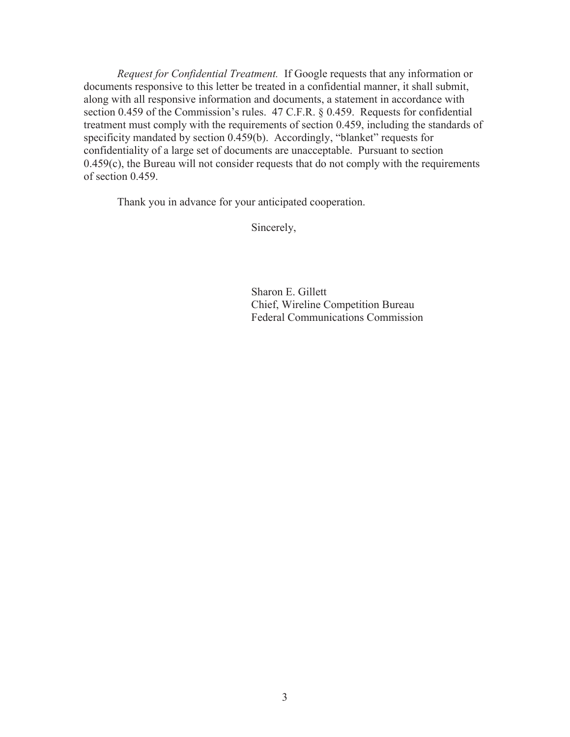*Request for Confidential Treatment.* If Google requests that any information or documents responsive to this letter be treated in a confidential manner, it shall submit, along with all responsive information and documents, a statement in accordance with section 0.459 of the Commission's rules. 47 C.F.R. § 0.459. Requests for confidential treatment must comply with the requirements of section 0.459, including the standards of specificity mandated by section 0.459(b). Accordingly, "blanket" requests for confidentiality of a large set of documents are unacceptable. Pursuant to section 0.459(c), the Bureau will not consider requests that do not comply with the requirements of section 0.459.

Thank you in advance for your anticipated cooperation.

Sincerely,

Sharon E. Gillett
Chief, Wireline Competition Bureau
Federal Communications Commission